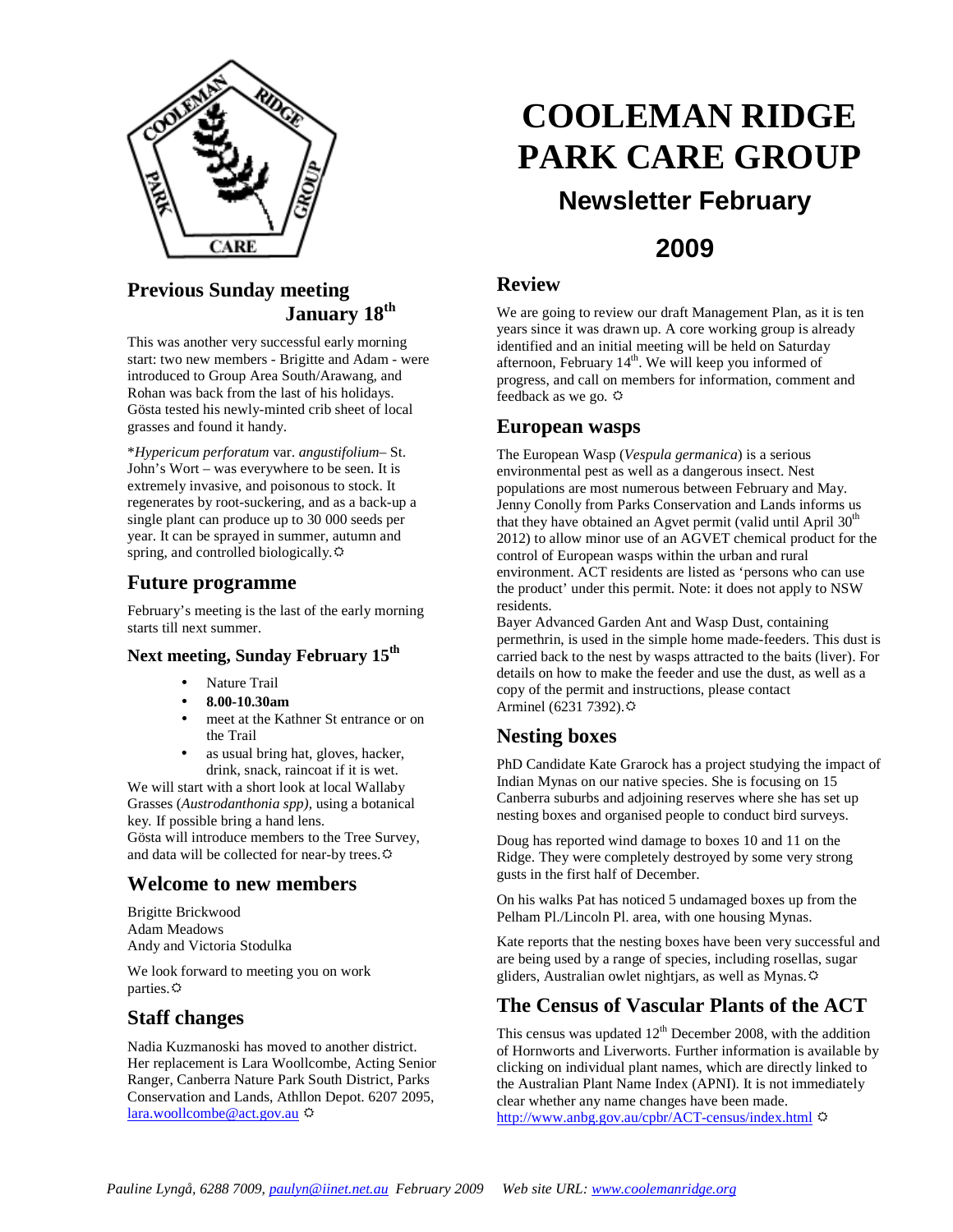# COOLEMAN RIDGE PARK CARE GROUP

## Newsletter February 2009

## Previous Sunday meeting January 18th

This was another very successful early morning start: two new members - Brigitte and Adam - were introduced to Group Area South/Arawang, and Rohan was back from the last of his holidays. Gösta tested his newly-minted crib sheet of local grasses and found it handy.

**Hypericum perforatum* var. *angustifolium*– St. John's Wort – was everywhere to be seen. It is extremely invasive, and poisonous to stock. It regenerates by root-suckering, and as a back-up a single plant can produce up to 30 000 seeds per year. It can be sprayed in summer, autumn and spring, and controlled biologically.☼

## Future programme

February's meeting is the last of the early morning starts till next summer.

### Next meeting, Sunday February 15th

- Nature Trail
- **8.00-10.30am**
- meet at the Kathner St entrance or on the Trail
- as usual bring hat, gloves, hacker, drink, snack, raincoat if it is wet.

We will start with a short look at local Wallaby Grasses (*Austrodanthonia spp)*, using a botanical key. If possible bring a hand lens.
Gösta will introduce members to the Tree Survey, and data will be collected for near-by trees.☼

## Welcome to new members

Brigitte Brickwood
Adam Meadows
Andy and Victoria Stodulka

We look forward to meeting you on work parties.☼

## Staff changes

Nadia Kuzmanoski has moved to another district. Her replacement is Lara Woollcombe, Acting Senior Ranger, Canberra Nature Park South District, Parks Conservation and Lands, Athllon Depot. 6207 2095, lara.woollcombe@act.gov.au ☼

## Review

We are going to review our draft Management Plan, as it is ten years since it was drawn up. A core working group is already identified and an initial meeting will be held on Saturday afternoon, February 14th. We will keep you informed of progress, and call on members for information, comment and feedback as we go. ☼

## European wasps

The European Wasp (*Vespula germanica*) is a serious environmental pest as well as a dangerous insect. Nest populations are most numerous between February and May. Jenny Conolly from Parks Conservation and Lands informs us that they have obtained an Agvet permit (valid until April 30th 2012) to allow minor use of an AGVET chemical product for the control of European wasps within the urban and rural environment. ACT residents are listed as 'persons who can use the product' under this permit. Note: it does not apply to NSW residents.
Bayer Advanced Garden Ant and Wasp Dust, containing permethrin, is used in the simple home made-feeders. This dust is carried back to the nest by wasps attracted to the baits (liver). For details on how to make the feeder and use the dust, as well as a copy of the permit and instructions, please contact Arminel (6231 7392).☼

## Nesting boxes

PhD Candidate Kate Grarock has a project studying the impact of Indian Mynas on our native species. She is focusing on 15 Canberra suburbs and adjoining reserves where she has set up nesting boxes and organised people to conduct bird surveys.

Doug has reported wind damage to boxes 10 and 11 on the Ridge. They were completely destroyed by some very strong gusts in the first half of December.

On his walks Pat has noticed 5 undamaged boxes up from the Pelham Pl./Lincoln Pl. area, with one housing Mynas.

Kate reports that the nesting boxes have been very successful and are being used by a range of species, including rosellas, sugar gliders, Australian owlet nightjars, as well as Mynas.☼

## The Census of Vascular Plants of the ACT

This census was updated 12th December 2008, with the addition of Hornworts and Liverworts. Further information is available by clicking on individual plant names, which are directly linked to the Australian Plant Name Index (APNI). It is not immediately clear whether any name changes have been made.
http://www.anbg.gov.au/cpbr/ACT-census/index.html ☼

*Pauline Lyngå, 6288 7009, paulyn@iinet.net.au February 2009 Web site URL: www.coolemanridge.org*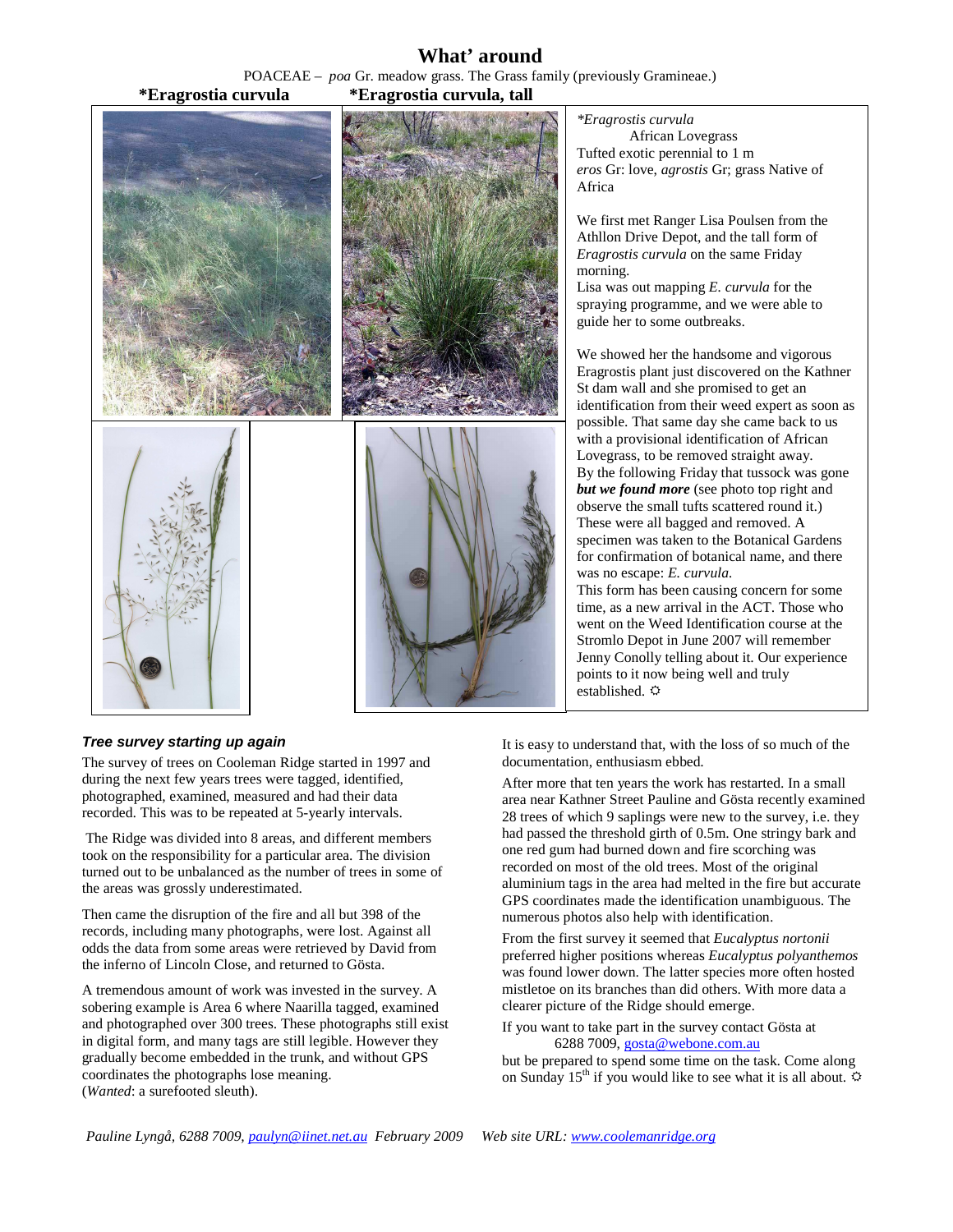# What' around

POACEAE – *poa* Gr. meadow grass. The Grass family (previously Gramineae.)

**\*Eragrostia curvula** **\*Eragrostia curvula, tall**

*\*Eragrostis curvula*
African Lovegrass
Tufted exotic perennial to 1 m
*eros* Gr: love, *agrostis* Gr; grass Native of Africa

We first met Ranger Lisa Poulsen from the Athllon Drive Depot, and the tall form of *Eragrostis curvula* on the same Friday morning.
Lisa was out mapping *E. curvula* for the spraying programme, and we were able to guide her to some outbreaks.

We showed her the handsome and vigorous Eragrostis plant just discovered on the Kathner St dam wall and she promised to get an identification from their weed expert as soon as possible. That same day she came back to us with a provisional identification of African Lovegrass, to be removed straight away.
By the following Friday that tussock was gone ***but we found more*** (see photo top right and observe the small tufts scattered round it.)
These were all bagged and removed. A specimen was taken to the Botanical Gardens for confirmation of botanical name, and there was no escape: *E. curvula.*
This form has been causing concern for some time, as a new arrival in the ACT. Those who went on the Weed Identification course at the Stromlo Depot in June 2007 will remember Jenny Conolly telling about it. Our experience points to it now being well and truly established. ☼

### *Tree survey starting up again*

The survey of trees on Cooleman Ridge started in 1997 and during the next few years trees were tagged, identified, photographed, examined, measured and had their data recorded. This was to be repeated at 5-yearly intervals.

The Ridge was divided into 8 areas, and different members took on the responsibility for a particular area. The division turned out to be unbalanced as the number of trees in some of the areas was grossly underestimated.

Then came the disruption of the fire and all but 398 of the records, including many photographs, were lost. Against all odds the data from some areas were retrieved by David from the inferno of Lincoln Close, and returned to Gösta.

A tremendous amount of work was invested in the survey. A sobering example is Area 6 where Naarilla tagged, examined and photographed over 300 trees. These photographs still exist in digital form, and many tags are still legible. However they gradually become embedded in the trunk, and without GPS coordinates the photographs lose meaning.
(*Wanted*: a surefooted sleuth).

It is easy to understand that, with the loss of so much of the documentation, enthusiasm ebbed.

After more that ten years the work has restarted. In a small area near Kathner Street Pauline and Gösta recently examined 28 trees of which 9 saplings were new to the survey, i.e. they had passed the threshold girth of 0.5m. One stringy bark and one red gum had burned down and fire scorching was recorded on most of the old trees. Most of the original aluminium tags in the area had melted in the fire but accurate GPS coordinates made the identification unambiguous. The numerous photos also help with identification.

From the first survey it seemed that *Eucalyptus nortonii* preferred higher positions whereas *Eucalyptus polyanthemos* was found lower down. The latter species more often hosted mistletoe on its branches than did others. With more data a clearer picture of the Ridge should emerge.

If you want to take part in the survey contact Gösta at
6288 7009, gosta@webone.com.au
but be prepared to spend some time on the task. Come along on Sunday 15th if you would like to see what it is all about. ☼

*Pauline Lyngå, 6288 7009, paulyn@iinet.net.au February 2009 Web site URL: www.coolemanridge.org*